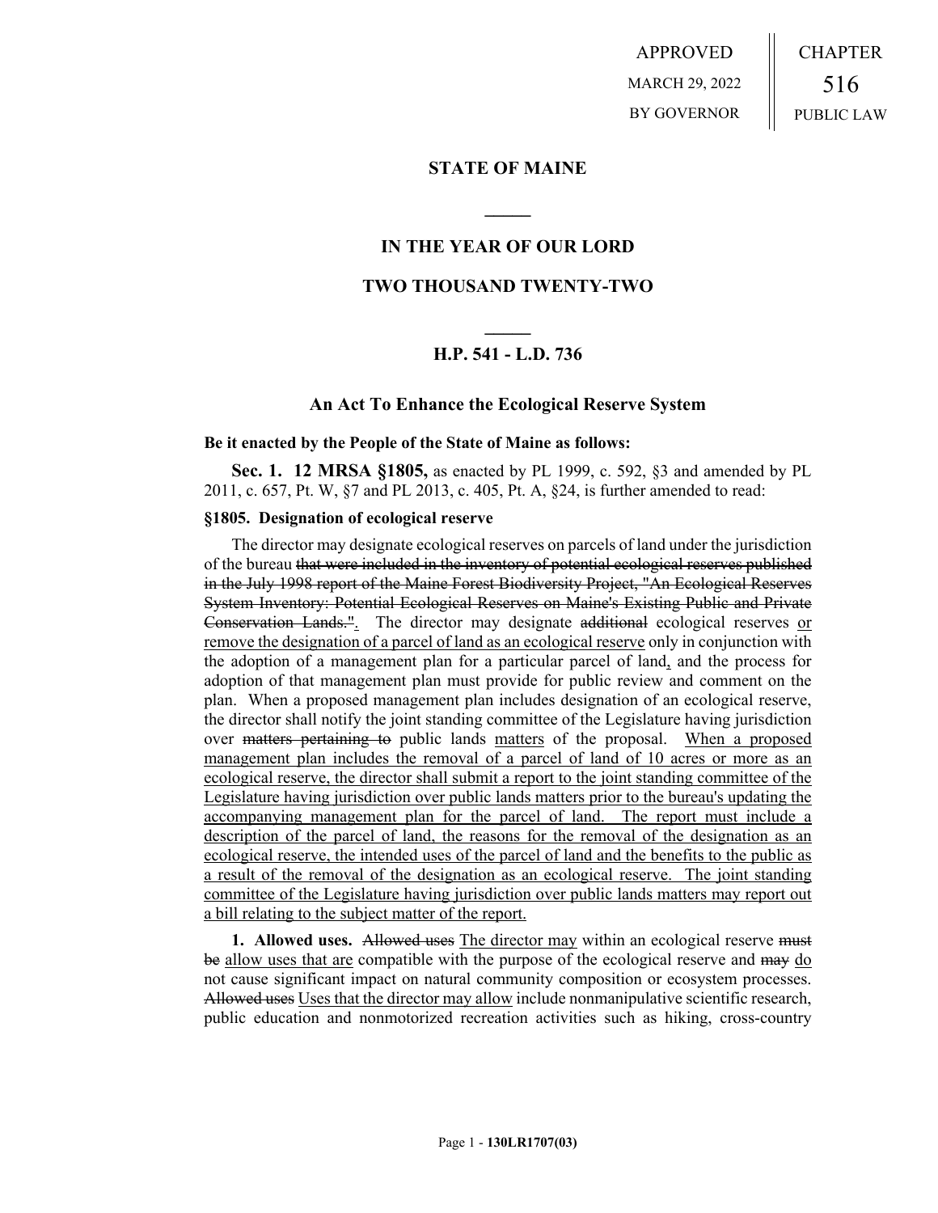APPROVED
MARCH 29, 2022
BY GOVERNOR

CHAPTER
516
PUBLIC LAW

# STATE OF MAINE

## IN THE YEAR OF OUR LORD

## TWO THOUSAND TWENTY-TWO

## H.P. 541 - L.D. 736

### An Act To Enhance the Ecological Reserve System

**Be it enacted by the People of the State of Maine as follows:**

**Sec. 1. 12 MRSA §1805,** as enacted by PL 1999, c. 592, §3 and amended by PL 2011, c. 657, Pt. W, §7 and PL 2013, c. 405, Pt. A, §24, is further amended to read:

**§1805. Designation of ecological reserve**

The director may designate ecological reserves on parcels of land under the jurisdiction of the bureau ~~that were included in the inventory of potential ecological reserves published in the July 1998 report of the Maine Forest Biodiversity Project, "An Ecological Reserves System Inventory: Potential Ecological Reserves on Maine's Existing Public and Private Conservation Lands."~~<u>.</u> The director may designate ~~additional~~ ecological reserves <u>or remove the designation of a parcel of land as an ecological reserve</u> only in conjunction with the adoption of a management plan for a particular parcel of land<u>,</u> and the process for adoption of that management plan must provide for public review and comment on the plan. When a proposed management plan includes designation of an ecological reserve, the director shall notify the joint standing committee of the Legislature having jurisdiction over ~~matters pertaining to~~ public lands <u>matters</u> of the proposal. <u>When a proposed management plan includes the removal of a parcel of land of 10 acres or more as an ecological reserve, the director shall submit a report to the joint standing committee of the Legislature having jurisdiction over public lands matters prior to the bureau's updating the accompanying management plan for the parcel of land. The report must include a description of the parcel of land, the reasons for the removal of the designation as an ecological reserve, the intended uses of the parcel of land and the benefits to the public as a result of the removal of the designation as an ecological reserve. The joint standing committee of the Legislature having jurisdiction over public lands matters may report out a bill relating to the subject matter of the report.</u>

**1. Allowed uses.** ~~Allowed uses~~ <u>The director may</u> within an ecological reserve ~~must be~~ <u>allow uses that are</u> compatible with the purpose of the ecological reserve and ~~may~~ <u>do</u> not cause significant impact on natural community composition or ecosystem processes. ~~Allowed uses~~ <u>Uses that the director may allow</u> include nonmanipulative scientific research, public education and nonmotorized recreation activities such as hiking, cross-country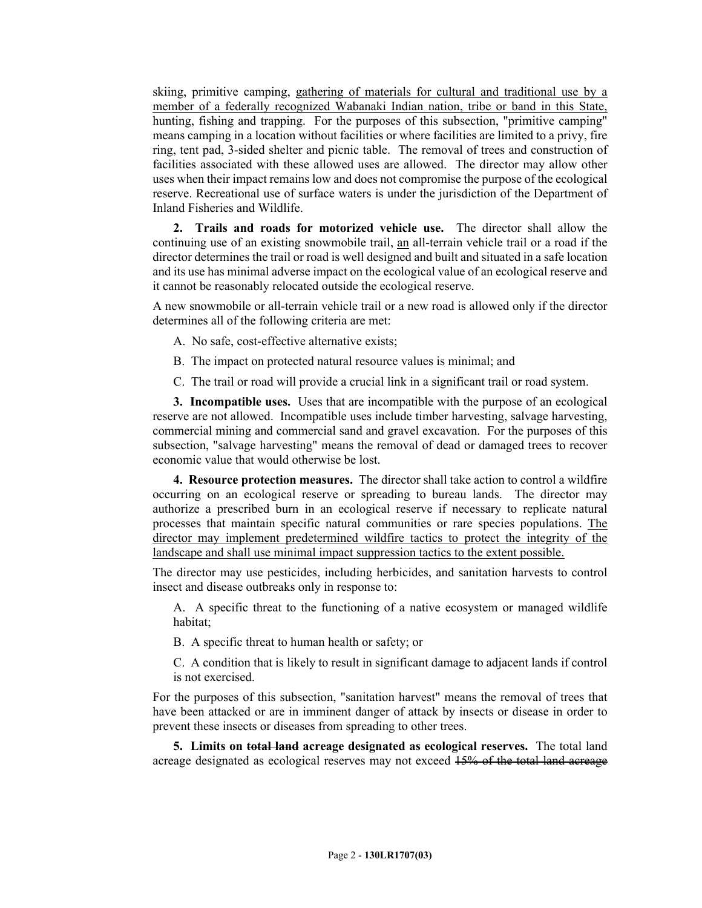skiing, primitive camping, <u>gathering of materials for cultural and traditional use by a member of a federally recognized Wabanaki Indian nation, tribe or band in this State,</u> hunting, fishing and trapping. For the purposes of this subsection, "primitive camping" means camping in a location without facilities or where facilities are limited to a privy, fire ring, tent pad, 3-sided shelter and picnic table. The removal of trees and construction of facilities associated with these allowed uses are allowed. The director may allow other uses when their impact remains low and does not compromise the purpose of the ecological reserve. Recreational use of surface waters is under the jurisdiction of the Department of Inland Fisheries and Wildlife.

**2. Trails and roads for motorized vehicle use.** The director shall allow the continuing use of an existing snowmobile trail, <u>an</u> all-terrain vehicle trail or a road if the director determines the trail or road is well designed and built and situated in a safe location and its use has minimal adverse impact on the ecological value of an ecological reserve and it cannot be reasonably relocated outside the ecological reserve.

A new snowmobile or all-terrain vehicle trail or a new road is allowed only if the director determines all of the following criteria are met:

A. No safe, cost-effective alternative exists;

B. The impact on protected natural resource values is minimal; and

C. The trail or road will provide a crucial link in a significant trail or road system.

**3. Incompatible uses.** Uses that are incompatible with the purpose of an ecological reserve are not allowed. Incompatible uses include timber harvesting, salvage harvesting, commercial mining and commercial sand and gravel excavation. For the purposes of this subsection, "salvage harvesting" means the removal of dead or damaged trees to recover economic value that would otherwise be lost.

**4. Resource protection measures.** The director shall take action to control a wildfire occurring on an ecological reserve or spreading to bureau lands. The director may authorize a prescribed burn in an ecological reserve if necessary to replicate natural processes that maintain specific natural communities or rare species populations. <u>The director may implement predetermined wildfire tactics to protect the integrity of the landscape and shall use minimal impact suppression tactics to the extent possible.</u>

The director may use pesticides, including herbicides, and sanitation harvests to control insect and disease outbreaks only in response to:

A. A specific threat to the functioning of a native ecosystem or managed wildlife habitat;

B. A specific threat to human health or safety; or

C. A condition that is likely to result in significant damage to adjacent lands if control is not exercised.

For the purposes of this subsection, "sanitation harvest" means the removal of trees that have been attacked or are in imminent danger of attack by insects or disease in order to prevent these insects or diseases from spreading to other trees.

**5. Limits on ~~total land~~ acreage designated as ecological reserves.** The total land acreage designated as ecological reserves may not exceed ~~15% of the total land acreage~~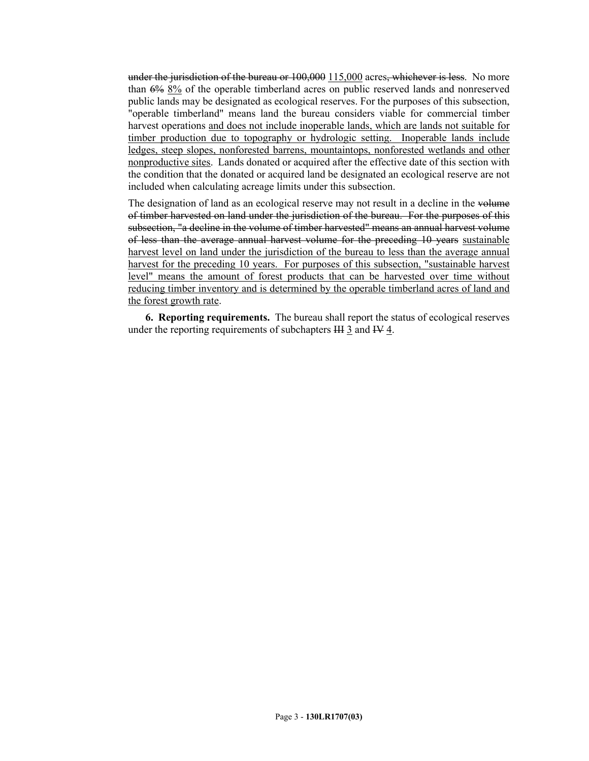~~under the jurisdiction of the bureau or 100,000~~ <u>115,000</u> acres~~, whichever is less~~. No more than ~~6%~~ <u>8%</u> of the operable timberland acres on public reserved lands and nonreserved public lands may be designated as ecological reserves. For the purposes of this subsection, "operable timberland" means land the bureau considers viable for commercial timber harvest operations <u>and does not include inoperable lands, which are lands not suitable for timber production due to topography or hydrologic setting. Inoperable lands include ledges, steep slopes, nonforested barrens, mountaintops, nonforested wetlands and other nonproductive sites</u>. Lands donated or acquired after the effective date of this section with the condition that the donated or acquired land be designated an ecological reserve are not included when calculating acreage limits under this subsection.

The designation of land as an ecological reserve may not result in a decline in the ~~volume of timber harvested on land under the jurisdiction of the bureau. For the purposes of this subsection, "a decline in the volume of timber harvested" means an annual harvest volume of less than the average annual harvest volume for the preceding 10 years~~ <u>sustainable harvest level on land under the jurisdiction of the bureau to less than the average annual harvest for the preceding 10 years. For purposes of this subsection, "sustainable harvest level" means the amount of forest products that can be harvested over time without reducing timber inventory and is determined by the operable timberland acres of land and the forest growth rate</u>.

**6. Reporting requirements.** The bureau shall report the status of ecological reserves under the reporting requirements of subchapters ~~III~~ <u>3</u> and ~~IV~~ <u>4</u>.